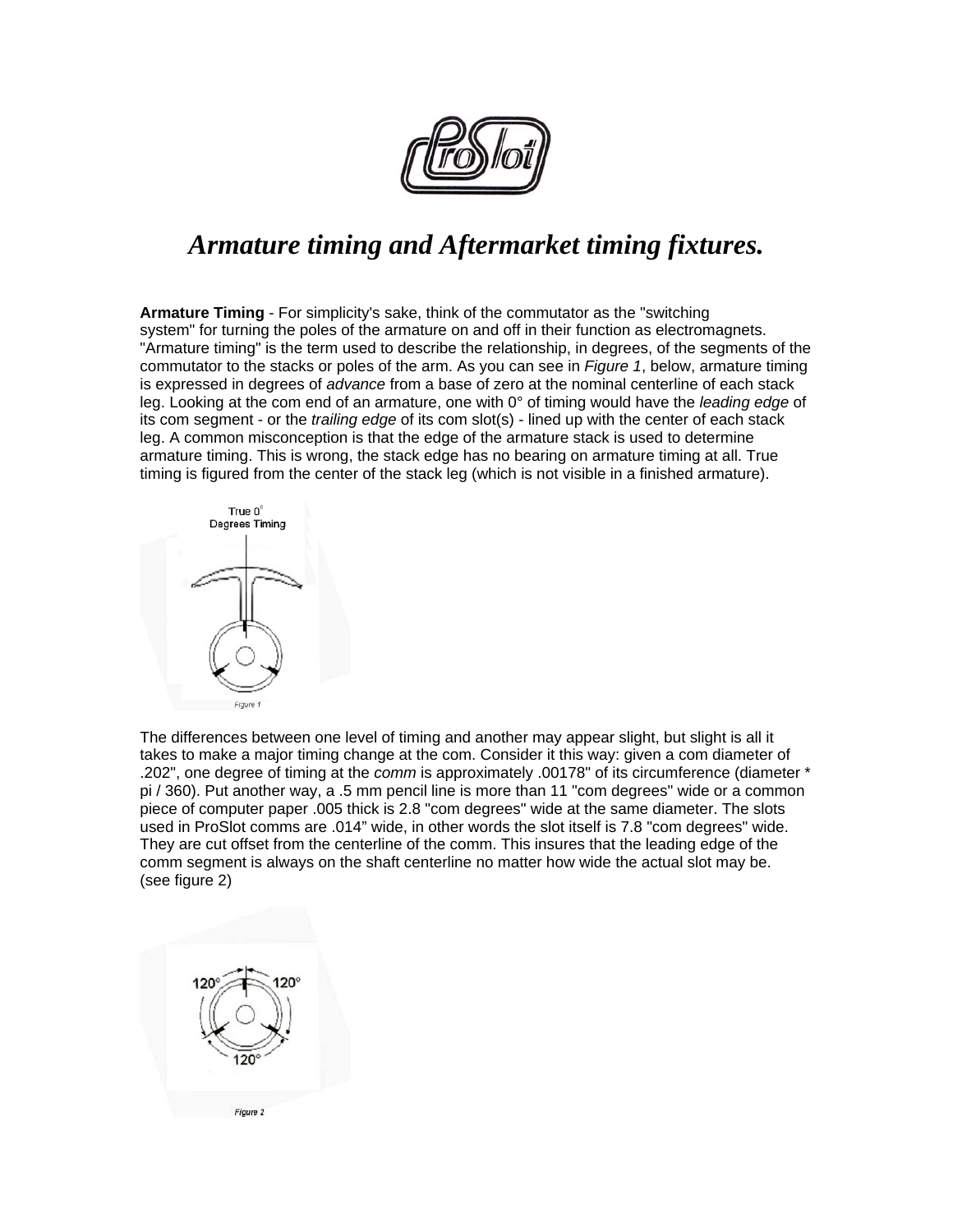# *Armature timing and Aftermarket timing fixtures.*

**Armature Timing** - For simplicity's sake, think of the commutator as the "switching system" for turning the poles of the armature on and off in their function as electromagnets. "Armature timing" is the term used to describe the relationship, in degrees, of the segments of the commutator to the stacks or poles of the arm. As you can see in *Figure 1*, below, armature timing is expressed in degrees of *advance* from a base of zero at the nominal centerline of each stack leg. Looking at the com end of an armature, one with 0° of timing would have the *leading edge* of its com segment - or the *trailing edge* of its com slot(s) - lined up with the center of each stack leg. A common misconception is that the edge of the armature stack is used to determine armature timing. This is wrong, the stack edge has no bearing on armature timing at all. True timing is figured from the center of the stack leg (which is not visible in a finished armature).

True 0° Degrees Timing

Figure 1

The differences between one level of timing and another may appear slight, but slight is all it takes to make a major timing change at the com. Consider it this way: given a com diameter of .202", one degree of timing at the *comm* is approximately .00178" of its circumference (diameter * pi / 360). Put another way, a .5 mm pencil line is more than 11 "com degrees" wide or a common piece of computer paper .005 thick is 2.8 "com degrees" wide at the same diameter. The slots used in ProSlot comms are .014" wide, in other words the slot itself is 7.8 "com degrees" wide. They are cut offset from the centerline of the comm. This insures that the leading edge of the comm segment is always on the shaft centerline no matter how wide the actual slot may be. (see figure 2)

120° 120° 120°

Figure 2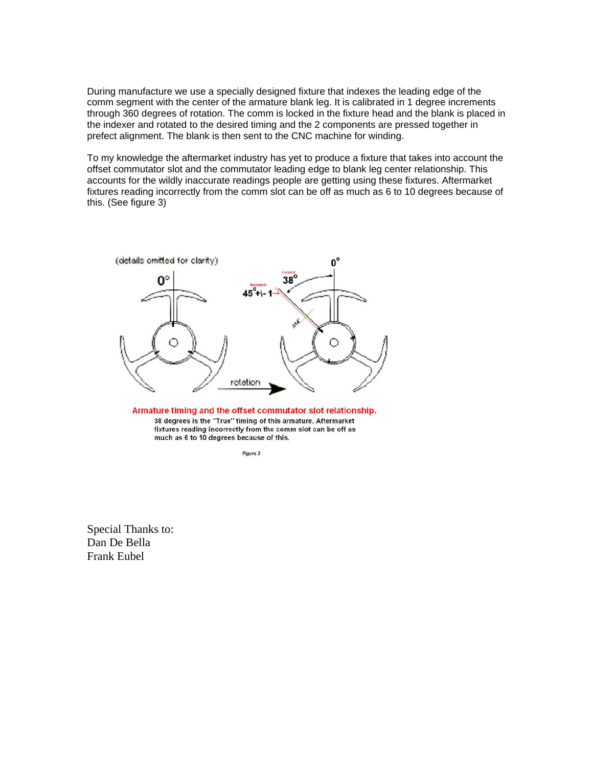During manufacture we use a specially designed fixture that indexes the leading edge of the comm segment with the center of the armature blank leg. It is calibrated in 1 degree increments through 360 degrees of rotation. The comm is locked in the fixture head and the blank is placed in the indexer and rotated to the desired timing and the 2 components are pressed together in prefect alignment. The blank is then sent to the CNC machine for winding.

To my knowledge the aftermarket industry has yet to produce a fixture that takes into account the offset commutator slot and the commutator leading edge to blank leg center relationship. This accounts for the wildly inaccurate readings people are getting using these fixtures. Aftermarket fixtures reading incorrectly from the comm slot can be off as much as 6 to 10 degrees because of this. (See figure 3)

(details omitted for clarity)

0°

0°

Correct

38°

Incorrect

45°+\- 1

.014"

rotation

**Armature timing and the offset commutator slot relationship.**

38 degrees is the "True" timing of this armature. Aftermarket fixtures reading incorrectly from the comm slot can be off as much as 6 to 10 degrees because of this.

*Figure 3*

Special Thanks to:
Dan De Bella
Frank Eubel